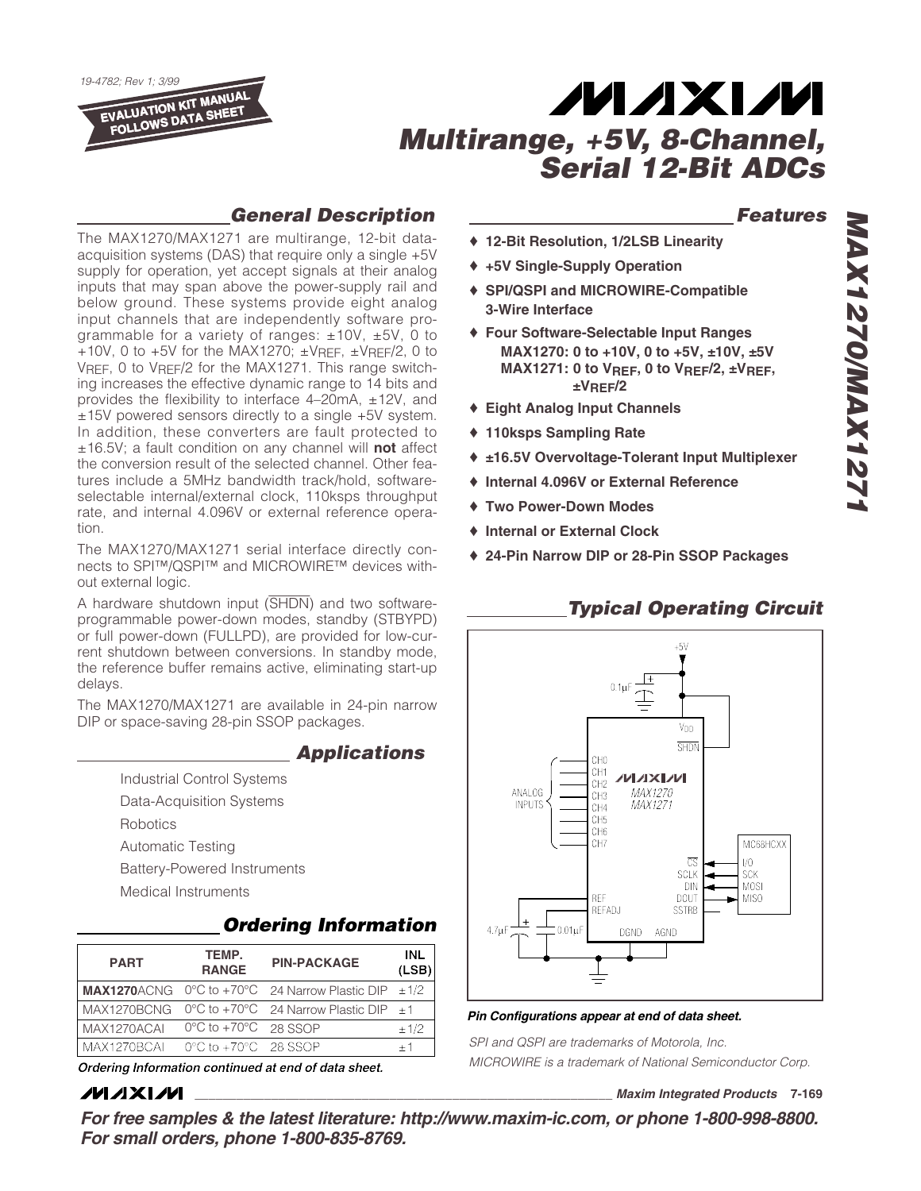19-4782; Rev 1; 3/99

EVALUATION KIT MANUAL FOLLOWS DATA SHEET

# Multirange, +5V, 8-Channel, Serial 12-Bit ADCs

## General Description

The MAX1270/MAX1271 are multirange, 12-bit data-acquisition systems (DAS) that require only a single +5V supply for operation, yet accept signals at their analog inputs that may span above the power-supply rail and below ground. These systems provide eight analog input channels that are independently software programmable for a variety of ranges: ±10V, ±5V, 0 to +10V, 0 to +5V for the MAX1270; $\pm V_{REF}$, $\pm V_{REF}/2$, 0 to $V_{REF}$, 0 to $V_{REF}/2$ for the MAX1271. This range switching increases the effective dynamic range to 14 bits and provides the flexibility to interface 4–20mA, ±12V, and ±15V powered sensors directly to a single +5V system. In addition, these converters are fault protected to ±16.5V; a fault condition on any channel will **not** affect the conversion result of the selected channel. Other features include a 5MHz bandwidth track/hold, software-selectable internal/external clock, 110ksps throughput rate, and internal 4.096V or external reference operation.

The MAX1270/MAX1271 serial interface directly connects to SPI™/QSPI™ and MICROWIRE™ devices without external logic.

A hardware shutdown input (SHDN) and two software-programmable power-down modes, standby (STBYPD) or full power-down (FULLPD), are provided for low-current shutdown between conversions. In standby mode, the reference buffer remains active, eliminating start-up delays.

The MAX1270/MAX1271 are available in 24-pin narrow DIP or space-saving 28-pin SSOP packages.

## Applications

- Industrial Control Systems
- Data-Acquisition Systems
- Robotics
- Automatic Testing
- Battery-Powered Instruments
- Medical Instruments

## Ordering Information

| PART | TEMP. RANGE | PIN-PACKAGE | INL (LSB) |
|---|---|---|---|
| **MAX1270**ACNG | 0°C to +70°C | 24 Narrow Plastic DIP | ±1/2 |
| MAX1270BCNG | 0°C to +70°C | 24 Narrow Plastic DIP | ±1 |
| MAX1270ACAI | 0°C to +70°C | 28 SSOP | ±1/2 |
| MAX1270BCAI | 0°C to +70°C | 28 SSOP | ±1 |

*Ordering Information continued at end of data sheet.*

## Features

- ♦ **12-Bit Resolution, 1/2LSB Linearity**
- ♦ **+5V Single-Supply Operation**
- ♦ **SPI/QSPI and MICROWIRE-Compatible 3-Wire Interface**
- ♦ **Four Software-Selectable Input Ranges**
  - **MAX1270: 0 to +10V, 0 to +5V, ±10V, ±5V**
  - **MAX1271: 0 to $V_{REF}$, 0 to $V_{REF}/2$, $\pm V_{REF}$, $\pm V_{REF}/2$**
- ♦ **Eight Analog Input Channels**
- ♦ **110ksps Sampling Rate**
- ♦ **±16.5V Overvoltage-Tolerant Input Multiplexer**
- ♦ **Internal 4.096V or External Reference**
- ♦ **Two Power-Down Modes**
- ♦ **Internal or External Clock**
- ♦ **24-Pin Narrow DIP or 28-Pin SSOP Packages**

## Typical Operating Circuit

*Pin Configurations appear at end of data sheet.*

*SPI and QSPI are trademarks of Motorola, Inc.*

*MICROWIRE is a trademark of National Semiconductor Corp.*

**For free samples & the latest literature: http://www.maxim-ic.com, or phone 1-800-998-8800. For small orders, phone 1-800-835-8769.**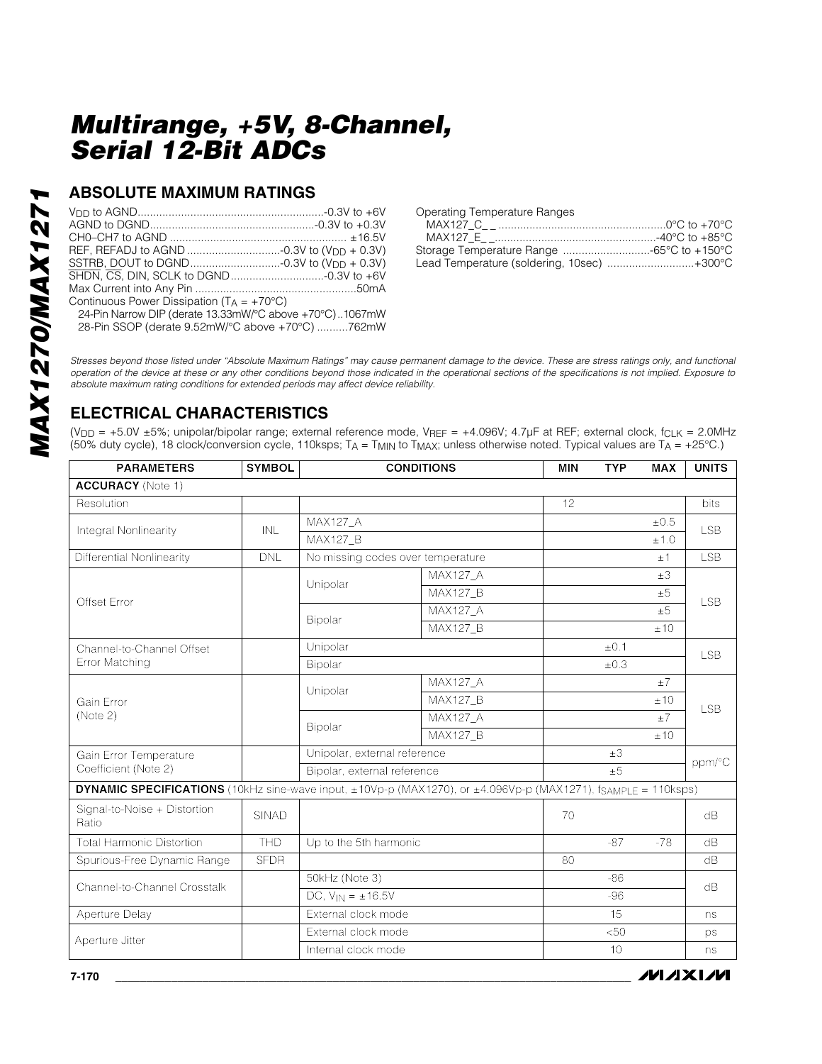# Multirange, +5V, 8-Channel, Serial 12-Bit ADCs

## ABSOLUTE MAXIMUM RATINGS

$V_{DD}$ to AGND...........................................................-0.3V to +6V
AGND to DGND....................................................-0.3V to +0.3V
CH0–CH7 to AGND ........................................................ ±16.5V
REF, REFADJ to AGND ..............................-0.3V to ($V_{DD}$ + 0.3V)
SSTRB, DOUT to DGND.............................-0.3V to ($V_{DD}$ + 0.3V)
SHDN, CS, DIN, SCLK to DGND..............................-0.3V to +6V
Max Current into Any Pin ...................................................50mA
Continuous Power Dissipation ($T_A$ = +70°C)
  24-Pin Narrow DIP (derate 13.33mW/°C above +70°C)..1067mW
  28-Pin SSOP (derate 9.52mW/°C above +70°C) ..........762mW

Operating Temperature Ranges
  MAX127_C_ _ ....................................................0°C to +70°C
  MAX127_E_ _...................................................-40°C to +85°C
Storage Temperature Range ............................-65°C to +150°C
Lead Temperature (soldering, 10sec) ............................+300°C

*Stresses beyond those listed under "Absolute Maximum Ratings" may cause permanent damage to the device. These are stress ratings only, and functional operation of the device at these or any other conditions beyond those indicated in the operational sections of the specifications is not implied. Exposure to absolute maximum rating conditions for extended periods may affect device reliability.*

## ELECTRICAL CHARACTERISTICS

($V_{DD}$ = +5.0V ±5%; unipolar/bipolar range; external reference mode, $V_{REF}$ = +4.096V; 4.7µF at REF; external clock, $f_{CLK}$ = 2.0MHz (50% duty cycle), 18 clock/conversion cycle, 110ksps; $T_A$ = $T_{MIN}$ to $T_{MAX}$; unless otherwise noted. Typical values are $T_A$ = +25°C.)

| PARAMETERS | SYMBOL | CONDITIONS | | MIN | TYP | MAX | UNITS |
|---|---|---|---|---|---|---|---|
| **ACCURACY** (Note 1) | | | | | | | |
| Resolution | | | | 12 | | | bits |
| Integral Nonlinearity | INL | MAX127_A | | | | ±0.5 | LSB |
| | | MAX127_B | | | | ±1.0 | |
| Differential Nonlinearity | DNL | No missing codes over temperature | | | | ±1 | LSB |
| Offset Error | | Unipolar | MAX127_A | | | ±3 | LSB |
| | | | MAX127_B | | | ±5 | |
| | | Bipolar | MAX127_A | | | ±5 | |
| | | | MAX127_B | | | ±10 | |
| Channel-to-Channel Offset Error Matching | | Unipolar | | | ±0.1 | | LSB |
| | | Bipolar | | | ±0.3 | | |
| Gain Error (Note 2) | | Unipolar | MAX127_A | | | ±7 | LSB |
| | | | MAX127_B | | | ±10 | |
| | | Bipolar | MAX127_A | | | ±7 | |
| | | | MAX127_B | | | ±10 | |
| Gain Error Temperature Coefficient (Note 2) | | Unipolar, external reference | | | ±3 | | ppm/°C |
| | | Bipolar, external reference | | | ±5 | | |
| **DYNAMIC SPECIFICATIONS** (10kHz sine-wave input, ±10Vp-p (MAX1270), or ±4.096Vp-p (MAX1271), $f_{SAMPLE}$ = 110ksps) | | | | | | | |
| Signal-to-Noise + Distortion Ratio | SINAD | | | 70 | | | dB |
| Total Harmonic Distortion | THD | Up to the 5th harmonic | | | -87 | -78 | dB |
| Spurious-Free Dynamic Range | SFDR | | | 80 | | | dB |
| Channel-to-Channel Crosstalk | | 50kHz (Note 3) | | | -86 | | dB |
| | | DC, $V_{IN}$ = ±16.5V | | | -96 | | |
| Aperture Delay | | External clock mode | | | 15 | | ns |
| Aperture Jitter | | External clock mode | | | <50 | | ps |
| | | Internal clock mode | | | 10 | | ns |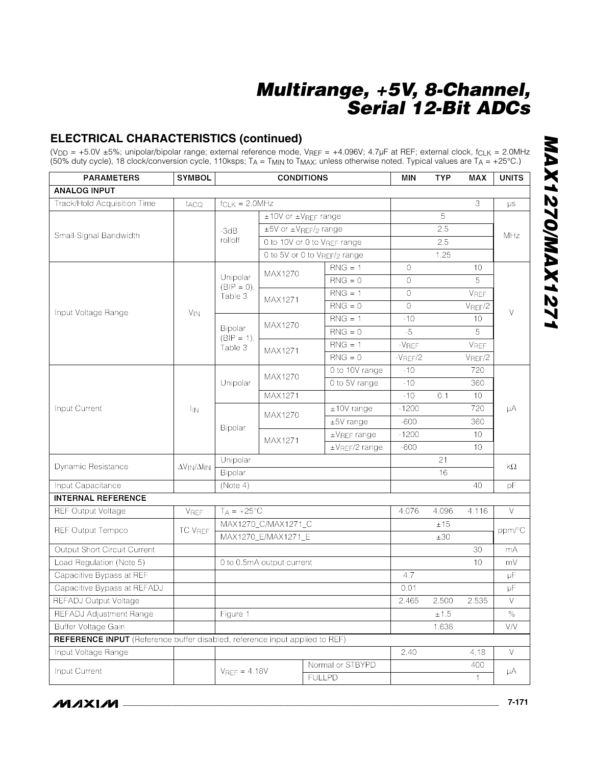# Multirange, +5V, 8-Channel, Serial 12-Bit ADCs

## ELECTRICAL CHARACTERISTICS (continued)

($V_{DD}$ = +5.0V ±5%; unipolar/bipolar range; external reference mode, $V_{REF}$ = +4.096V; 4.7µF at REF; external clock, $f_{CLK}$ = 2.0MHz (50% duty cycle), 18 clock/conversion cycle, 110ksps; $T_A$ = $T_{MIN}$ to $T_{MAX}$; unless otherwise noted. Typical values are $T_A$ = +25°C.)

| PARAMETERS | SYMBOL | CONDITIONS | | | MIN | TYP | MAX | UNITS |
|---|---|---|---|---|---|---|---|---|
| **ANALOG INPUT** | | | | | | | | |
| Track/Hold Acquisition Time | $t_{ACQ}$ | $f_{CLK}$ = 2.0MHz | | | | | 3 | µs |
| Small-Signal Bandwidth | | -3dB rolloff | ±10V or ±$V_{REF}$ range | | | 5 | | MHz |
| | | | ±5V or ±$V_{REF}$/2 range | | | 2.5 | | |
| | | | 0 to 10V or 0 to $V_{REF}$ range | | | 2.5 | | |
| | | | 0 to 5V or 0 to $V_{REF}$/2 range | | | 1.25 | | |
| Input Voltage Range | $V_{IN}$ | Unipolar (BIP = 0), Table 3 | MAX1270 | RNG = 1 | 0 | | 10 | V |
| | | | | RNG = 0 | 0 | | 5 | |
| | | | MAX1271 | RNG = 1 | 0 | | $V_{REF}$ | |
| | | | | RNG = 0 | 0 | | $V_{REF}$/2 | |
| | | Bipolar (BIP = 1), Table 3 | MAX1270 | RNG = 1 | -10 | | 10 | |
| | | | | RNG = 0 | -5 | | 5 | |
| | | | MAX1271 | RNG = 1 | -$V_{REF}$ | | $V_{REF}$ | |
| | | | | RNG = 0 | -$V_{REF}$/2 | | $V_{REF}$/2 | |
| Input Current | $I_{IN}$ | Unipolar | MAX1270 | 0 to 10V range | -10 | | 720 | µA |
| | | | | 0 to 5V range | -10 | | 360 | |
| | | | MAX1271 | | -10 | 0.1 | 10 | |
| | | Bipolar | MAX1270 | ±10V range | -1200 | | 720 | |
| | | | | ±5V range | -600 | | 360 | |
| | | | MAX1271 | ±$V_{REF}$ range | -1200 | | 10 | |
| | | | | ±$V_{REF}$/2 range | -600 | | 10 | |
| Dynamic Resistance | $\Delta V_{IN}/\Delta I_{IN}$ | Unipolar | | | | 21 | | kΩ |
| | | Bipolar | | | | 16 | | |
| Input Capacitance | | (Note 4) | | | | | 40 | pF |
| **INTERNAL REFERENCE** | | | | | | | | |
| REF Output Voltage | $V_{REF}$ | $T_A$ = +25°C | | | 4.076 | 4.096 | 4.116 | V |
| REF Output Tempco | TC $V_{REF}$ | MAX1270_C/MAX1271_C | | | | ±15 | | ppm/°C |
| | | MAX1270_E/MAX1271_E | | | | ±30 | | |
| Output Short Circuit Current | | | | | | | 30 | mA |
| Load Regulation (Note 5) | | 0 to 0.5mA output current | | | | | 10 | mV |
| Capacitive Bypass at REF | | | | | 4.7 | | | µF |
| Capacitive Bypass at REFADJ | | | | | 0.01 | | | µF |
| REFADJ Output Voltage | | | | | 2.465 | 2.500 | 2.535 | V |
| REFADJ Adjustment Range | | Figure 1 | | | | ±1.5 | | % |
| Buffer Voltage Gain | | | | | | 1.638 | | V/V |
| **REFERENCE INPUT** (Reference buffer disabled, reference input applied to REF) | | | | | | | | |
| Input Voltage Range | | | | | 2.40 | | 4.18 | V |
| Input Current | | $V_{REF}$ = 4.18V | Normal or STBYPD | | | | 400 | µA |
| | | | FULLPD | | | | 1 | |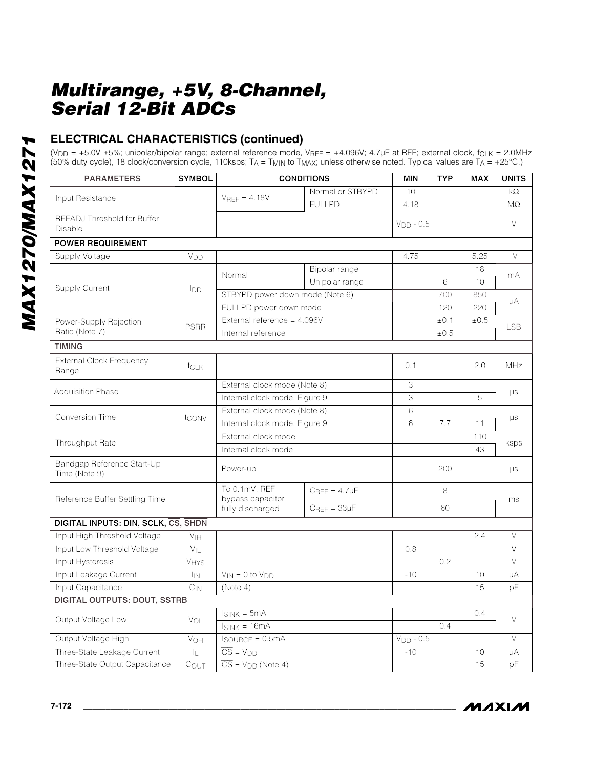## ELECTRICAL CHARACTERISTICS (continued)

($V_{DD}$ = +5.0V ±5%; unipolar/bipolar range; external reference mode, $V_{REF}$ = +4.096V; 4.7µF at REF; external clock, $f_{CLK}$ = 2.0MHz (50% duty cycle), 18 clock/conversion cycle, 110ksps; $T_A$ = $T_{MIN}$ to $T_{MAX}$; unless otherwise noted. Typical values are $T_A$ = +25°C.)

| PARAMETERS | SYMBOL | CONDITIONS | | MIN | TYP | MAX | UNITS |
|---|---|---|---|---|---|---|---|
| Input Resistance | | $V_{REF}$ = 4.18V | Normal or STBYPD | 10 | | | kΩ |
| | | | FULLPD | 4.18 | | | MΩ |
| REFADJ Threshold for Buffer Disable | | | | $V_{DD}$ - 0.5 | | | V |
| **POWER REQUIREMENT** | | | | | | | |
| Supply Voltage | $V_{DD}$ | | | 4.75 | | 5.25 | V |
| Supply Current | $I_{DD}$ | Normal | Bipolar range | | | 18 | mA |
| | | | Unipolar range | | 6 | 10 | |
| | | STBYPD power down mode (Note 6) | | | 700 | 850 | µA |
| | | FULLPD power down mode | | | 120 | 220 | |
| Power-Supply Rejection Ratio (Note 7) | PSRR | External reference = 4.096V | | | ±0.1 | ±0.5 | LSB |
| | | Internal reference | | | ±0.5 | | |
| **TIMING** | | | | | | | |
| External Clock Frequency Range | $f_{CLK}$ | | | 0.1 | | 2.0 | MHz |
| Acquisition Phase | | External clock mode (Note 8) | | 3 | | | µs |
| | | Internal clock mode, Figure 9 | | 3 | | 5 | |
| Conversion Time | $t_{CONV}$ | External clock mode (Note 8) | | 6 | | | µs |
| | | Internal clock mode, Figure 9 | | 6 | 7.7 | 11 | |
| Throughput Rate | | External clock mode | | | | 110 | ksps |
| | | Internal clock mode | | | | 43 | |
| Bandgap Reference Start-Up Time (Note 9) | | Power-up | | | 200 | | µs |
| Reference Buffer Settling Time | | To 0.1mV, REF bypass capacitor fully discharged | $C_{REF}$ = 4.7µF | | 8 | | ms |
| | | | $C_{REF}$ = 33µF | | 60 | | |
| **DIGITAL INPUTS: DIN, SCLK, $\overline{CS}$, $\overline{SHDN}$** | | | | | | | |
| Input High Threshold Voltage | $V_{IH}$ | | | | | 2.4 | V |
| Input Low Threshold Voltage | $V_{IL}$ | | | 0.8 | | | V |
| Input Hysteresis | $V_{HYS}$ | | | | 0.2 | | V |
| Input Leakage Current | $I_{IN}$ | $V_{IN}$ = 0 to $V_{DD}$ | | -10 | | 10 | µA |
| Input Capacitance | $C_{IN}$ | (Note 4) | | | | 15 | pF |
| **DIGITAL OUTPUTS: DOUT, SSTRB** | | | | | | | |
| Output Voltage Low | $V_{OL}$ | $I_{SINK}$ = 5mA | | | | 0.4 | V |
| | | $I_{SINK}$ = 16mA | | | 0.4 | | |
| Output Voltage High | $V_{OH}$ | $I_{SOURCE}$ = 0.5mA | | $V_{DD}$ - 0.5 | | | V |
| Three-State Leakage Current | $I_L$ | $\overline{CS}$ = $V_{DD}$ | | -10 | | 10 | µA |
| Three-State Output Capacitance | $C_{OUT}$ | $\overline{CS}$ = $V_{DD}$ (Note 4) | | | | 15 | pF |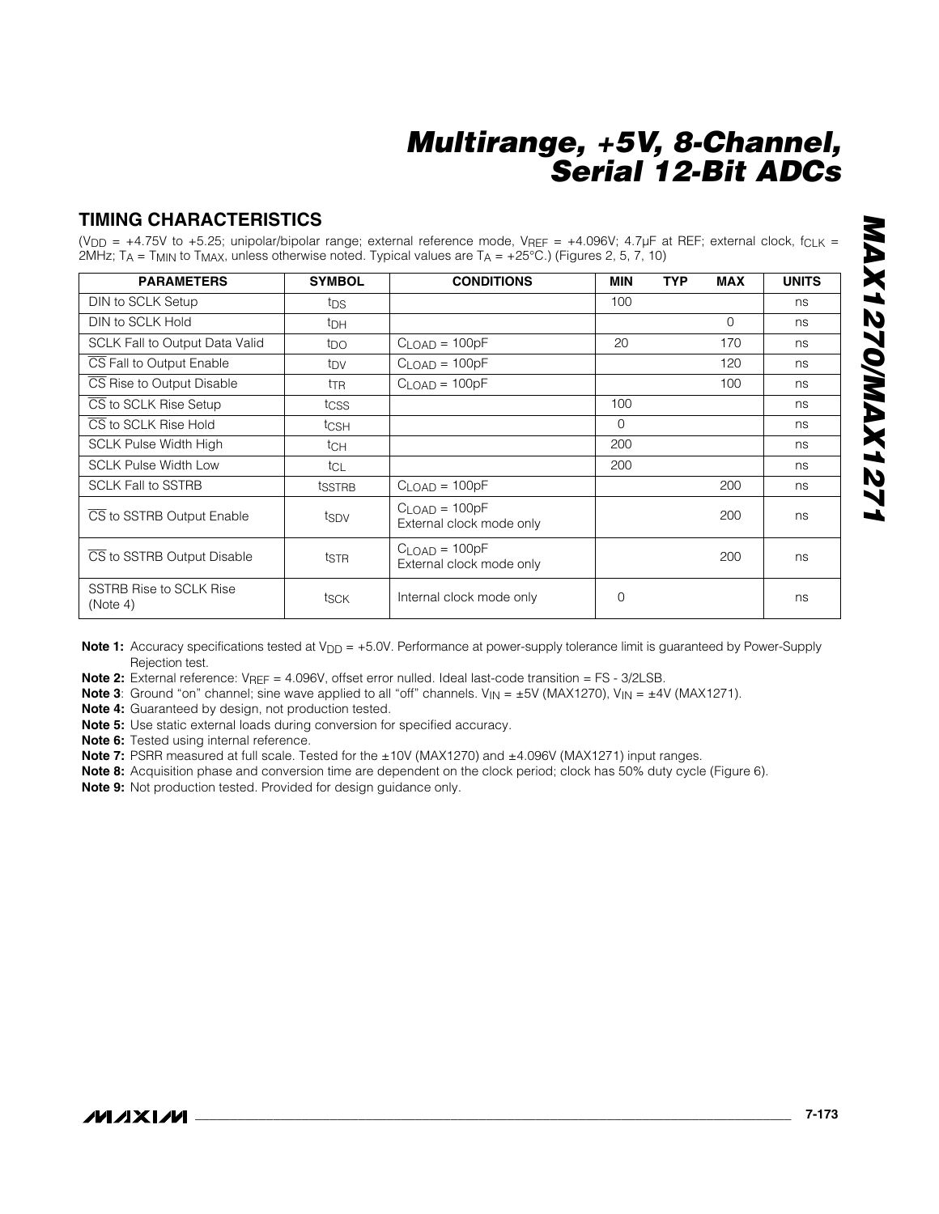## TIMING CHARACTERISTICS

($V_{DD}$ = +4.75V to +5.25; unipolar/bipolar range; external reference mode, $V_{REF}$ = +4.096V; 4.7µF at REF; external clock, $f_{CLK}$ = 2MHz; $T_A$ = $T_{MIN}$ to $T_{MAX}$, unless otherwise noted. Typical values are $T_A$ = +25°C.) (Figures 2, 5, 7, 10)

| PARAMETERS | SYMBOL | CONDITIONS | MIN | TYP | MAX | UNITS |
|---|---|---|---|---|---|---|
| DIN to SCLK Setup | $t_{DS}$ | | 100 | | | ns |
| DIN to SCLK Hold | $t_{DH}$ | | | | 0 | ns |
| SCLK Fall to Output Data Valid | $t_{DO}$ | $C_{LOAD}$ = 100pF | 20 | | 170 | ns |
| $\overline{CS}$ Fall to Output Enable | $t_{DV}$ | $C_{LOAD}$ = 100pF | | | 120 | ns |
| $\overline{CS}$ Rise to Output Disable | $t_{TR}$ | $C_{LOAD}$ = 100pF | | | 100 | ns |
| $\overline{CS}$ to SCLK Rise Setup | $t_{CSS}$ | | 100 | | | ns |
| $\overline{CS}$ to SCLK Rise Hold | $t_{CSH}$ | | 0 | | | ns |
| SCLK Pulse Width High | $t_{CH}$ | | 200 | | | ns |
| SCLK Pulse Width Low | $t_{CL}$ | | 200 | | | ns |
| SCLK Fall to SSTRB | $t_{SSTRB}$ | $C_{LOAD}$ = 100pF | | | 200 | ns |
| $\overline{CS}$ to SSTRB Output Enable | $t_{SDV}$ | $C_{LOAD}$ = 100pF External clock mode only | | | 200 | ns |
| $\overline{CS}$ to SSTRB Output Disable | $t_{STR}$ | $C_{LOAD}$ = 100pF External clock mode only | | | 200 | ns |
| SSTRB Rise to SCLK Rise (Note 4) | $t_{SCK}$ | Internal clock mode only | 0 | | | ns |

**Note 1:** Accuracy specifications tested at $V_{DD}$ = +5.0V. Performance at power-supply tolerance limit is guaranteed by Power-Supply Rejection test.

**Note 2:** External reference: $V_{REF}$ = 4.096V, offset error nulled. Ideal last-code transition = FS - 3/2LSB.

**Note 3**: Ground "on" channel; sine wave applied to all "off" channels. $V_{IN}$ = ±5V (MAX1270), $V_{IN}$ = ±4V (MAX1271).

**Note 4:** Guaranteed by design, not production tested.

**Note 5:** Use static external loads during conversion for specified accuracy.

**Note 6:** Tested using internal reference.

**Note 7:** PSRR measured at full scale. Tested for the ±10V (MAX1270) and ±4.096V (MAX1271) input ranges.

**Note 8:** Acquisition phase and conversion time are dependent on the clock period; clock has 50% duty cycle (Figure 6).

**Note 9:** Not production tested. Provided for design guidance only.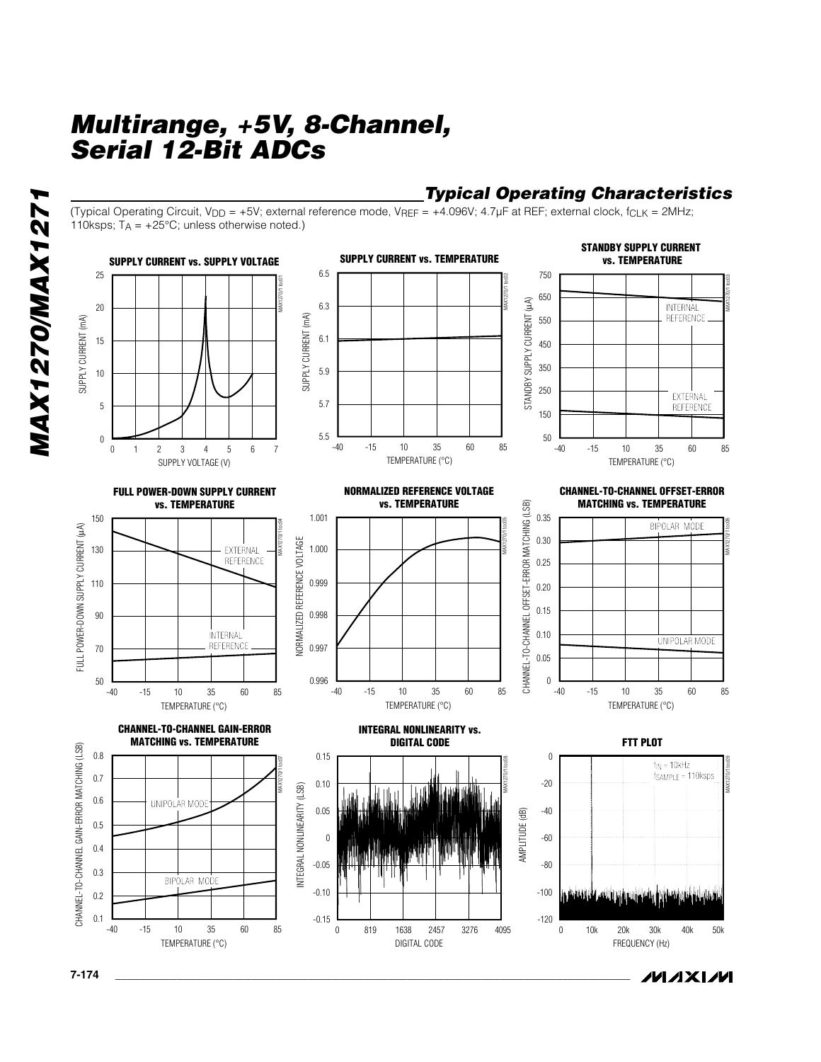## Typical Operating Characteristics

(Typical Operating Circuit, $V_{DD}$ = +5V; external reference mode, $V_{REF}$ = +4.096V; 4.7µF at REF; external clock, $f_{CLK}$ = 2MHz; 110ksps; $T_A$ = +25°C; unless otherwise noted.)

**SUPPLY CURRENT vs. SUPPLY VOLTAGE**

**SUPPLY CURRENT vs. TEMPERATURE**

**STANDBY SUPPLY CURRENT vs. TEMPERATURE**

**FULL POWER-DOWN SUPPLY CURRENT vs. TEMPERATURE**

**NORMALIZED REFERENCE VOLTAGE vs. TEMPERATURE**

**CHANNEL-TO-CHANNEL OFFSET-ERROR MATCHING vs. TEMPERATURE**

**CHANNEL-TO-CHANNEL GAIN-ERROR MATCHING vs. TEMPERATURE**

**INTEGRAL NONLINEARITY vs. DIGITAL CODE**

**FTT PLOT**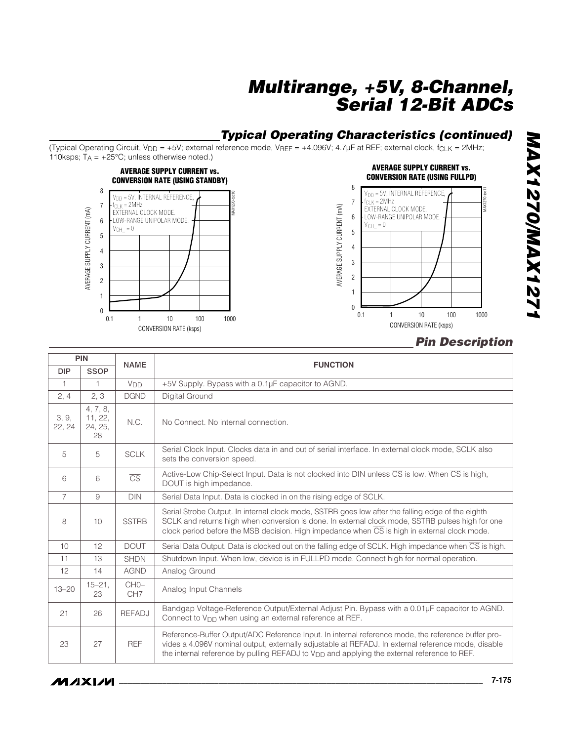## Typical Operating Characteristics (continued)

(Typical Operating Circuit, $V_{DD}$ = +5V; external reference mode, $V_{REF}$ = +4.096V; 4.7µF at REF; external clock, $f_{CLK}$ = 2MHz; 110ksps; $T_A$ = +25°C; unless otherwise noted.)

**AVERAGE SUPPLY CURRENT vs. CONVERSION RATE (USING STANDBY)**

$V_{DD}$ = 5V, INTERNAL REFERENCE, $f_{CLK}$ = 2MHz, EXTERNAL CLOCK MODE, LOW-RANGE UNIPOLAR MODE, $V_{CH\_}$ = 0

**AVERAGE SUPPLY CURRENT vs. CONVERSION RATE (USING FULLPD)**

$V_{DD}$ = 5V, INTERNAL REFERENCE, $f_{CLK}$ = 2MHz, EXTERNAL CLOCK MODE, LOW-RANGE UNIPOLAR MODE, $V_{CH\_}$ = 0

## Pin Description

| PIN | | NAME | FUNCTION |
|---|---|---|---|
| DIP | SSOP | | |
| 1 | 1 | $V_{DD}$ | +5V Supply. Bypass with a 0.1µF capacitor to AGND. |
| 2, 4 | 2, 3 | DGND | Digital Ground |
| 3, 9, 22, 24 | 4, 7, 8, 11, 22, 24, 25, 28 | N.C. | No Connect. No internal connection. |
| 5 | 5 | SCLK | Serial Clock Input. Clocks data in and out of serial interface. In external clock mode, SCLK also sets the conversion speed. |
| 6 | 6 | $\overline{CS}$ | Active-Low Chip-Select Input. Data is not clocked into DIN unless $\overline{CS}$ is low. When $\overline{CS}$ is high, DOUT is high impedance. |
| 7 | 9 | DIN | Serial Data Input. Data is clocked in on the rising edge of SCLK. |
| 8 | 10 | SSTRB | Serial Strobe Output. In internal clock mode, SSTRB goes low after the falling edge of the eighth SCLK and returns high when conversion is done. In external clock mode, SSTRB pulses high for one clock period before the MSB decision. High impedance when $\overline{CS}$ is high in external clock mode. |
| 10 | 12 | DOUT | Serial Data Output. Data is clocked out on the falling edge of SCLK. High impedance when $\overline{CS}$ is high. |
| 11 | 13 | $\overline{SHDN}$ | Shutdown Input. When low, device is in FULLPD mode. Connect high for normal operation. |
| 12 | 14 | AGND | Analog Ground |
| 13–20 | 15–21, 23 | CH0–CH7 | Analog Input Channels |
| 21 | 26 | REFADJ | Bandgap Voltage-Reference Output/External Adjust Pin. Bypass with a 0.01µF capacitor to AGND. Connect to $V_{DD}$ when using an external reference at REF. |
| 23 | 27 | REF | Reference-Buffer Output/ADC Reference Input. In internal reference mode, the reference buffer provides a 4.096V nominal output, externally adjustable at REFADJ. In external reference mode, disable the internal reference by pulling REFADJ to $V_{DD}$ and applying the external reference to REF. |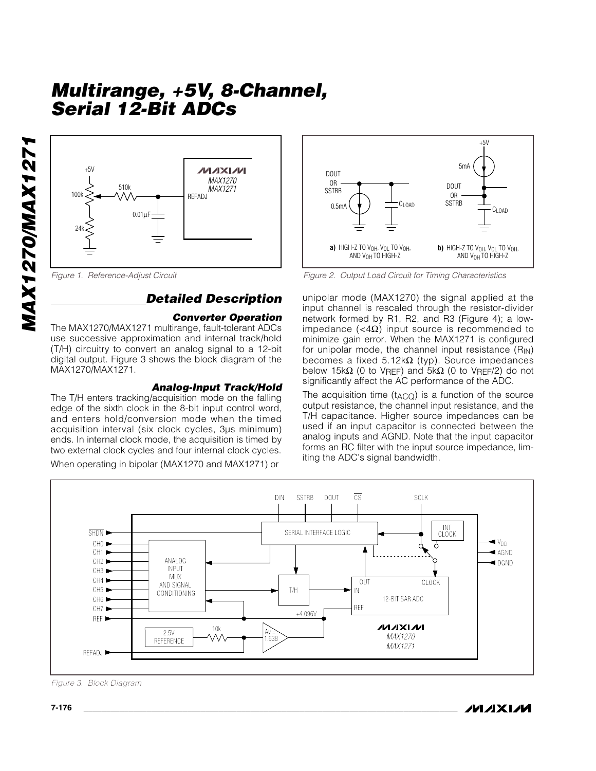Figure 1. Reference-Adjust Circuit

Figure 2. Output Load Circuit for Timing Characteristics

## Detailed Description

### Converter Operation

The MAX1270/MAX1271 multirange, fault-tolerant ADCs use successive approximation and internal track/hold (T/H) circuitry to convert an analog signal to a 12-bit digital output. Figure 3 shows the block diagram of the MAX1270/MAX1271.

### Analog-Input Track/Hold

The T/H enters tracking/acquisition mode on the falling edge of the sixth clock in the 8-bit input control word, and enters hold/conversion mode when the timed acquisition interval (six clock cycles, 3µs minimum) ends. In internal clock mode, the acquisition is timed by two external clock cycles and four internal clock cycles.

When operating in bipolar (MAX1270 and MAX1271) or unipolar mode (MAX1270) the signal applied at the input channel is rescaled through the resistor-divider network formed by R1, R2, and R3 (Figure 4); a low-impedance (<4Ω) input source is recommended to minimize gain error. When the MAX1271 is configured for unipolar mode, the channel input resistance ($R_{IN}$) becomes a fixed 5.12kΩ (typ). Source impedances below 15kΩ (0 to $V_{REF}$) and 5kΩ (0 to $V_{REF}/2$) do not significantly affect the AC performance of the ADC.

The acquisition time ($t_{ACQ}$) is a function of the source output resistance, the channel input resistance, and the T/H capacitance. Higher source impedances can be used if an input capacitor is connected between the analog inputs and AGND. Note that the input capacitor forms an RC filter with the input source impedance, limiting the ADC's signal bandwidth.

Figure 3. Block Diagram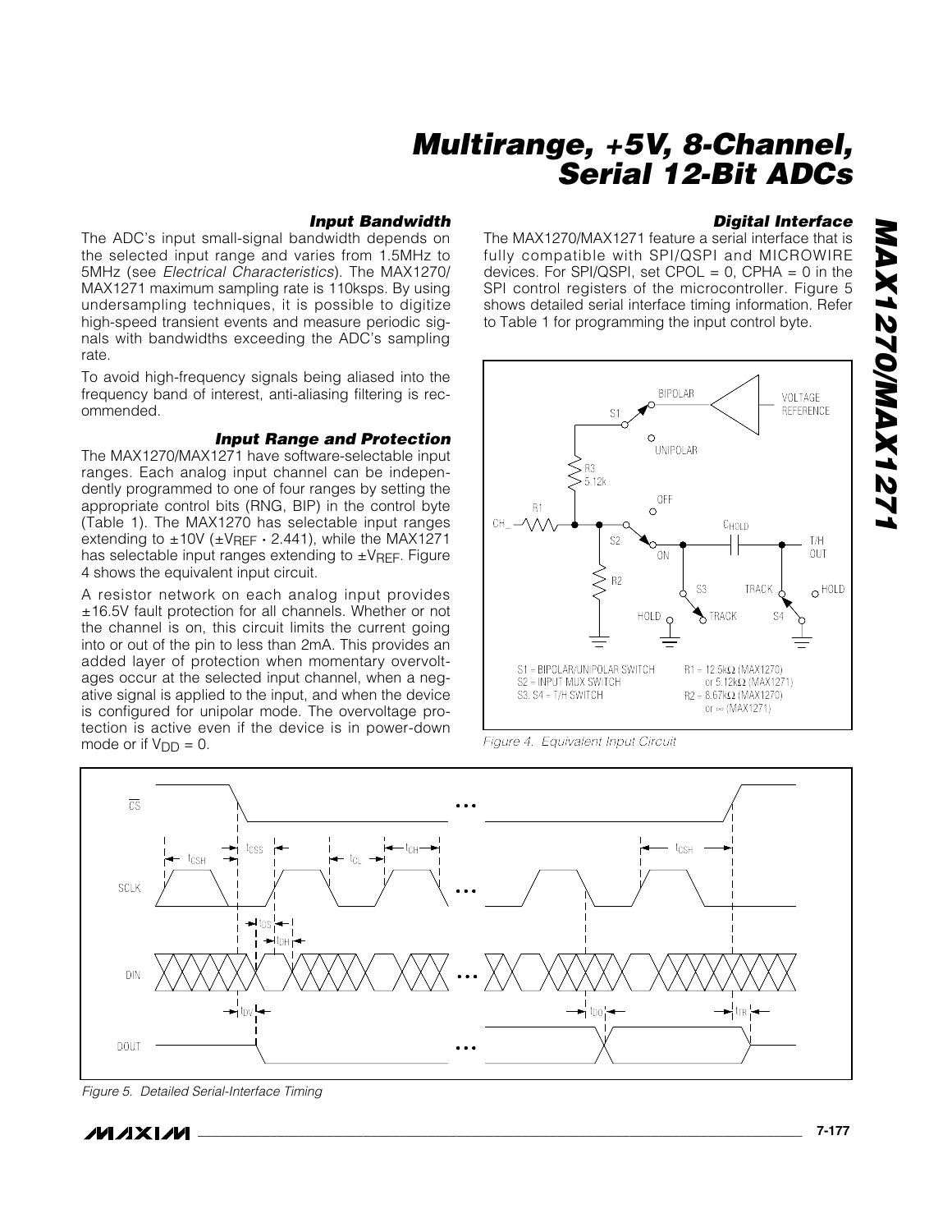### Input Bandwidth

The ADC's input small-signal bandwidth depends on the selected input range and varies from 1.5MHz to 5MHz (see *Electrical Characteristics*). The MAX1270/MAX1271 maximum sampling rate is 110ksps. By using undersampling techniques, it is possible to digitize high-speed transient events and measure periodic signals with bandwidths exceeding the ADC's sampling rate.

To avoid high-frequency signals being aliased into the frequency band of interest, anti-aliasing filtering is recommended.

### Input Range and Protection

The MAX1270/MAX1271 have software-selectable input ranges. Each analog input channel can be independently programmed to one of four ranges by setting the appropriate control bits (RNG, BIP) in the control byte (Table 1). The MAX1270 has selectable input ranges extending to ±10V ($\pm V_{REF} \cdot 2.441$), while the MAX1271 has selectable input ranges extending to $\pm V_{REF}$. Figure 4 shows the equivalent input circuit.

A resistor network on each analog input provides ±16.5V fault protection for all channels. Whether or not the channel is on, this circuit limits the current going into or out of the pin to less than 2mA. This provides an added layer of protection when momentary overvoltages occur at the selected input channel, when a negative signal is applied to the input, and when the device is configured for unipolar mode. The overvoltage protection is active even if the device is in power-down mode or if $V_{DD}$ = 0.

### Digital Interface

The MAX1270/MAX1271 feature a serial interface that is fully compatible with SPI/QSPI and MICROWIRE devices. For SPI/QSPI, set CPOL = 0, CPHA = 0 in the SPI control registers of the microcontroller. Figure 5 shows detailed serial interface timing information. Refer to Table 1 for programming the input control byte.

S1 = BIPOLAR/UNIPOLAR SWITCH
S2 = INPUT MUX SWITCH
S3, S4 = T/H SWITCH
R1 = 12.5kΩ (MAX1270) or 5.12kΩ (MAX1271)
R2 = 8.67kΩ (MAX1270) or ∞ (MAX1271)

*Figure 4. Equivalent Input Circuit*

*Figure 5. Detailed Serial-Interface Timing*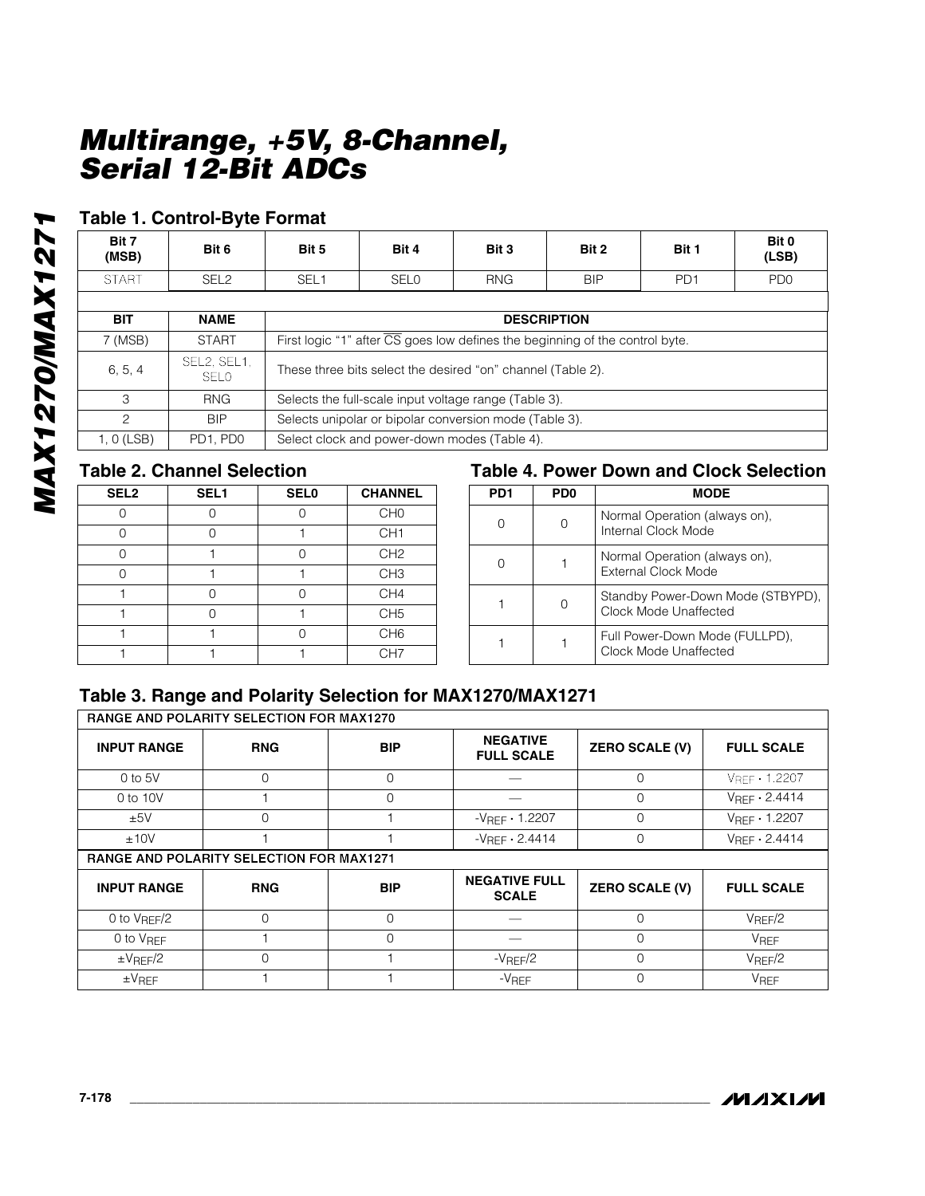## Table 1. Control-Byte Format

| Bit 7 (MSB) | Bit 6 | Bit 5 | Bit 4 | Bit 3 | Bit 2 | Bit 1 | Bit 0 (LSB) |
|---|---|---|---|---|---|---|---|
| START | SEL2 | SEL1 | SEL0 | RNG | BIP | PD1 | PD0 |

| BIT | NAME | DESCRIPTION |
|---|---|---|
| 7 (MSB) | START | First logic "1" after $\overline{CS}$ goes low defines the beginning of the control byte. |
| 6, 5, 4 | SEL2, SEL1, SEL0 | These three bits select the desired "on" channel (Table 2). |
| 3 | RNG | Selects the full-scale input voltage range (Table 3). |
| 2 | BIP | Selects unipolar or bipolar conversion mode (Table 3). |
| 1, 0 (LSB) | PD1, PD0 | Select clock and power-down modes (Table 4). |

## Table 2. Channel Selection

| SEL2 | SEL1 | SEL0 | CHANNEL |
|---|---|---|---|
| 0 | 0 | 0 | CH0 |
| 0 | 0 | 1 | CH1 |
| 0 | 1 | 0 | CH2 |
| 0 | 1 | 1 | CH3 |
| 1 | 0 | 0 | CH4 |
| 1 | 0 | 1 | CH5 |
| 1 | 1 | 0 | CH6 |
| 1 | 1 | 1 | CH7 |

## Table 4. Power Down and Clock Selection

| PD1 | PD0 | MODE |
|---|---|---|
| 0 | 0 | Normal Operation (always on), Internal Clock Mode |
| 0 | 1 | Normal Operation (always on), External Clock Mode |
| 1 | 0 | Standby Power-Down Mode (STBYPD), Clock Mode Unaffected |
| 1 | 1 | Full Power-Down Mode (FULLPD), Clock Mode Unaffected |

## Table 3. Range and Polarity Selection for MAX1270/MAX1271

| RANGE AND POLARITY SELECTION FOR MAX1270 | | | | | |
|---|---|---|---|---|---|
| **INPUT RANGE** | **RNG** | **BIP** | **NEGATIVE FULL SCALE** | **ZERO SCALE (V)** | **FULL SCALE** |
| 0 to 5V | 0 | 0 | — | 0 | $V_{REF} \cdot 1.2207$ |
| 0 to 10V | 1 | 0 | — | 0 | $V_{REF} \cdot 2.4414$ |
| ±5V | 0 | 1 | $-V_{REF} \cdot 1.2207$ | 0 | $V_{REF} \cdot 1.2207$ |
| ±10V | 1 | 1 | $-V_{REF} \cdot 2.4414$ | 0 | $V_{REF} \cdot 2.4414$ |
| **RANGE AND POLARITY SELECTION FOR MAX1271** | | | | | |
| **INPUT RANGE** | **RNG** | **BIP** | **NEGATIVE FULL SCALE** | **ZERO SCALE (V)** | **FULL SCALE** |
| 0 to $V_{REF}/2$ | 0 | 0 | — | 0 | $V_{REF}/2$ |
| 0 to $V_{REF}$ | 1 | 0 | — | 0 | $V_{REF}$ |
| $\pm V_{REF}/2$ | 0 | 1 | $-V_{REF}/2$ | 0 | $V_{REF}/2$ |
| $\pm V_{REF}$ | 1 | 1 | $-V_{REF}$ | 0 | $V_{REF}$ |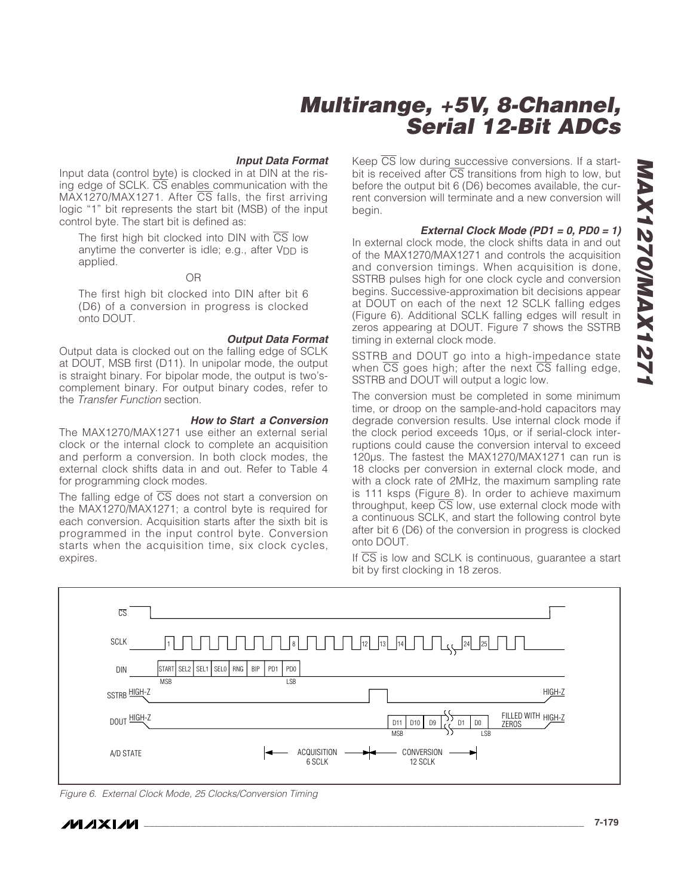### Input Data Format

Input data (control byte) is clocked in at DIN at the rising edge of SCLK. $\overline{CS}$ enables communication with the MAX1270/MAX1271. After $\overline{CS}$ falls, the first arriving logic "1" bit represents the start bit (MSB) of the input control byte. The start bit is defined as:

> The first high bit clocked into DIN with $\overline{CS}$ low anytime the converter is idle; e.g., after $V_{DD}$ is applied.
>
> OR
>
> The first high bit clocked into DIN after bit 6 (D6) of a conversion in progress is clocked onto DOUT.

### Output Data Format

Output data is clocked out on the falling edge of SCLK at DOUT, MSB first (D11). In unipolar mode, the output is straight binary. For bipolar mode, the output is two's-complement binary. For output binary codes, refer to the *Transfer Function* section.

### How to Start a Conversion

The MAX1270/MAX1271 use either an external serial clock or the internal clock to complete an acquisition and perform a conversion. In both clock modes, the external clock shifts data in and out. Refer to Table 4 for programming clock modes.

The falling edge of $\overline{CS}$ does not start a conversion on the MAX1270/MAX1271; a control byte is required for each conversion. Acquisition starts after the sixth bit is programmed in the input control byte. Conversion starts when the acquisition time, six clock cycles, expires.

Keep $\overline{CS}$ low during successive conversions. If a start-bit is received after $\overline{CS}$ transitions from high to low, but before the output bit 6 (D6) becomes available, the current conversion will terminate and a new conversion will begin.

### External Clock Mode (PD1 = 0, PD0 = 1)

In external clock mode, the clock shifts data in and out of the MAX1270/MAX1271 and controls the acquisition and conversion timings. When acquisition is done, SSTRB pulses high for one clock cycle and conversion begins. Successive-approximation bit decisions appear at DOUT on each of the next 12 SCLK falling edges (Figure 6). Additional SCLK falling edges will result in zeros appearing at DOUT. Figure 7 shows the SSTRB timing in external clock mode.

SSTRB and DOUT go into a high-impedance state when $\overline{CS}$ goes high; after the next $\overline{CS}$ falling edge, SSTRB and DOUT will output a logic low.

The conversion must be completed in some minimum time, or droop on the sample-and-hold capacitors may degrade conversion results. Use internal clock mode if the clock period exceeds 10µs, or if serial-clock interruptions could cause the conversion interval to exceed 120µs. The fastest the MAX1270/MAX1271 can run is 18 clocks per conversion in external clock mode, and with a clock rate of 2MHz, the maximum sampling rate is 111 ksps (Figure 8). In order to achieve maximum throughput, keep $\overline{CS}$ low, use external clock mode with a continuous SCLK, and start the following control byte after bit 6 (D6) of the conversion in progress is clocked onto DOUT.

If $\overline{CS}$ is low and SCLK is continuous, guarantee a start bit by first clocking in 18 zeros.

Figure 6. External Clock Mode, 25 Clocks/Conversion Timing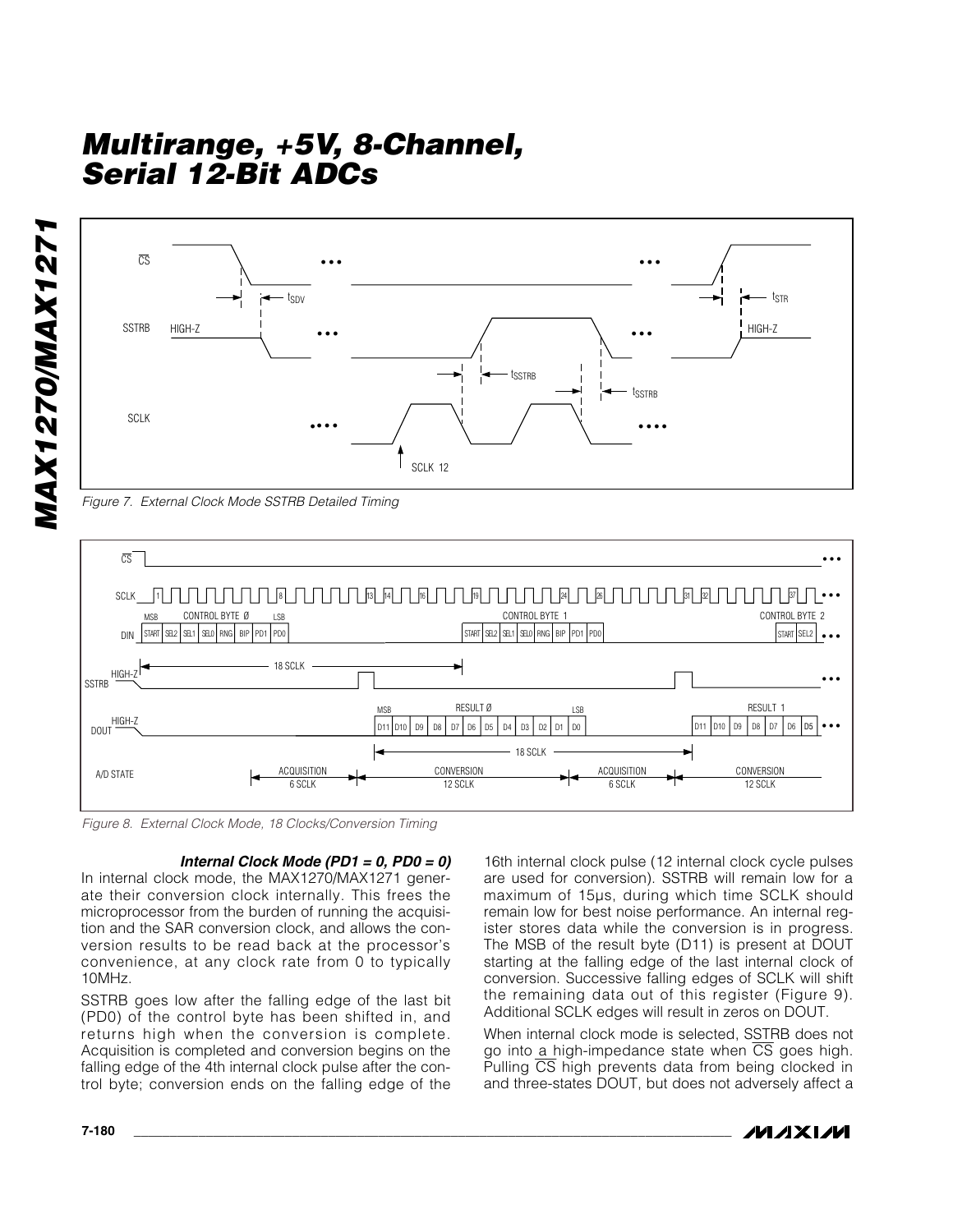Figure 7. External Clock Mode SSTRB Detailed Timing

Figure 8. External Clock Mode, 18 Clocks/Conversion Timing

#### *Internal Clock Mode (PD1 = 0, PD0 = 0)*

In internal clock mode, the MAX1270/MAX1271 generate their conversion clock internally. This frees the microprocessor from the burden of running the acquisition and the SAR conversion clock, and allows the conversion results to be read back at the processor's convenience, at any clock rate from 0 to typically 10MHz.

SSTRB goes low after the falling edge of the last bit (PD0) of the control byte has been shifted in, and returns high when the conversion is complete. Acquisition is completed and conversion begins on the falling edge of the 4th internal clock pulse after the control byte; conversion ends on the falling edge of the 16th internal clock pulse (12 internal clock cycle pulses are used for conversion). SSTRB will remain low for a maximum of 15µs, during which time SCLK should remain low for best noise performance. An internal register stores data while the conversion is in progress. The MSB of the result byte (D11) is present at DOUT starting at the falling edge of the last internal clock of conversion. Successive falling edges of SCLK will shift the remaining data out of this register (Figure 9). Additional SCLK edges will result in zeros on DOUT.

When internal clock mode is selected, SSTRB does not go into a high-impedance state when $\overline{CS}$ goes high. Pulling $\overline{CS}$ high prevents data from being clocked in and three-states DOUT, but does not adversely affect a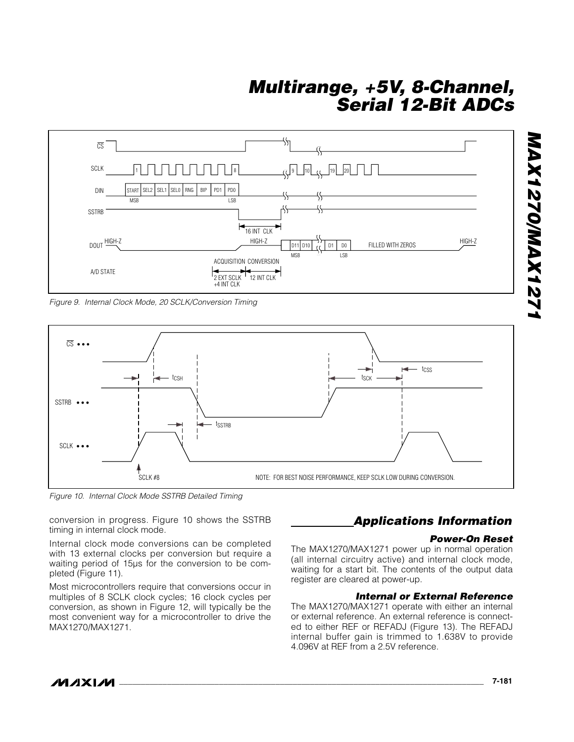Figure 9. Internal Clock Mode, 20 SCLK/Conversion Timing

Figure 10. Internal Clock Mode SSTRB Detailed Timing

conversion in progress. Figure 10 shows the SSTRB timing in internal clock mode.

Internal clock mode conversions can be completed with 13 external clocks per conversion but require a waiting period of 15µs for the conversion to be completed (Figure 11).

Most microcontrollers require that conversions occur in multiples of 8 SCLK clock cycles; 16 clock cycles per conversion, as shown in Figure 12, will typically be the most convenient way for a microcontroller to drive the MAX1270/MAX1271.

## Applications Information

### Power-On Reset

The MAX1270/MAX1271 power up in normal operation (all internal circuitry active) and internal clock mode, waiting for a start bit. The contents of the output data register are cleared at power-up.

### Internal or External Reference

The MAX1270/MAX1271 operate with either an internal or external reference. An external reference is connected to either REF or REFADJ (Figure 13). The REFADJ internal buffer gain is trimmed to 1.638V to provide 4.096V at REF from a 2.5V reference.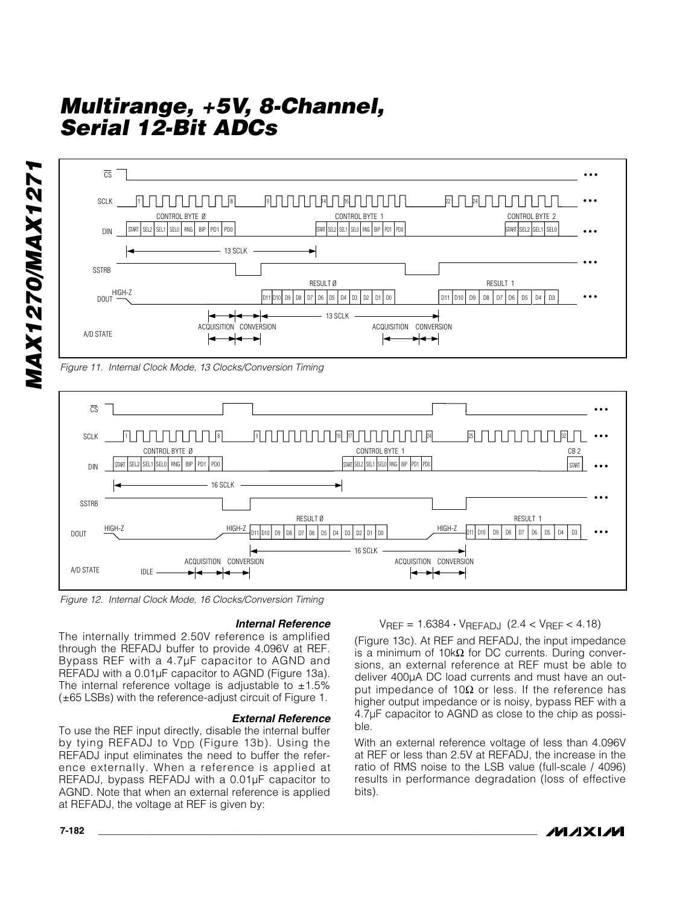Figure 11. Internal Clock Mode, 13 Clocks/Conversion Timing

Figure 12. Internal Clock Mode, 16 Clocks/Conversion Timing

### Internal Reference

The internally trimmed 2.50V reference is amplified through the REFADJ buffer to provide 4.096V at REF. Bypass REF with a 4.7µF capacitor to AGND and REFADJ with a 0.01µF capacitor to AGND (Figure 13a). The internal reference voltage is adjustable to ±1.5% (±65 LSBs) with the reference-adjust circuit of Figure 1.

### External Reference

To use the REF input directly, disable the internal buffer by tying REFADJ to $V_{DD}$ (Figure 13b). Using the REFADJ input eliminates the need to buffer the reference externally. When a reference is applied at REFADJ, bypass REFADJ with a 0.01µF capacitor to AGND. Note that when an external reference is applied at REFADJ, the voltage at REF is given by:

$$V_{REF} = 1.6384 \cdot V_{REFADJ} \quad (2.4 < V_{REF} < 4.18)$$

(Figure 13c). At REF and REFADJ, the input impedance is a minimum of 10kΩ for DC currents. During conversions, an external reference at REF must be able to deliver 400µA DC load currents and must have an output impedance of 10Ω or less. If the reference has higher output impedance or is noisy, bypass REF with a 4.7µF capacitor to AGND as close to the chip as possible.

With an external reference voltage of less than 4.096V at REF or less than 2.5V at REFADJ, the increase in the ratio of RMS noise to the LSB value (full-scale / 4096) results in performance degradation (loss of effective bits).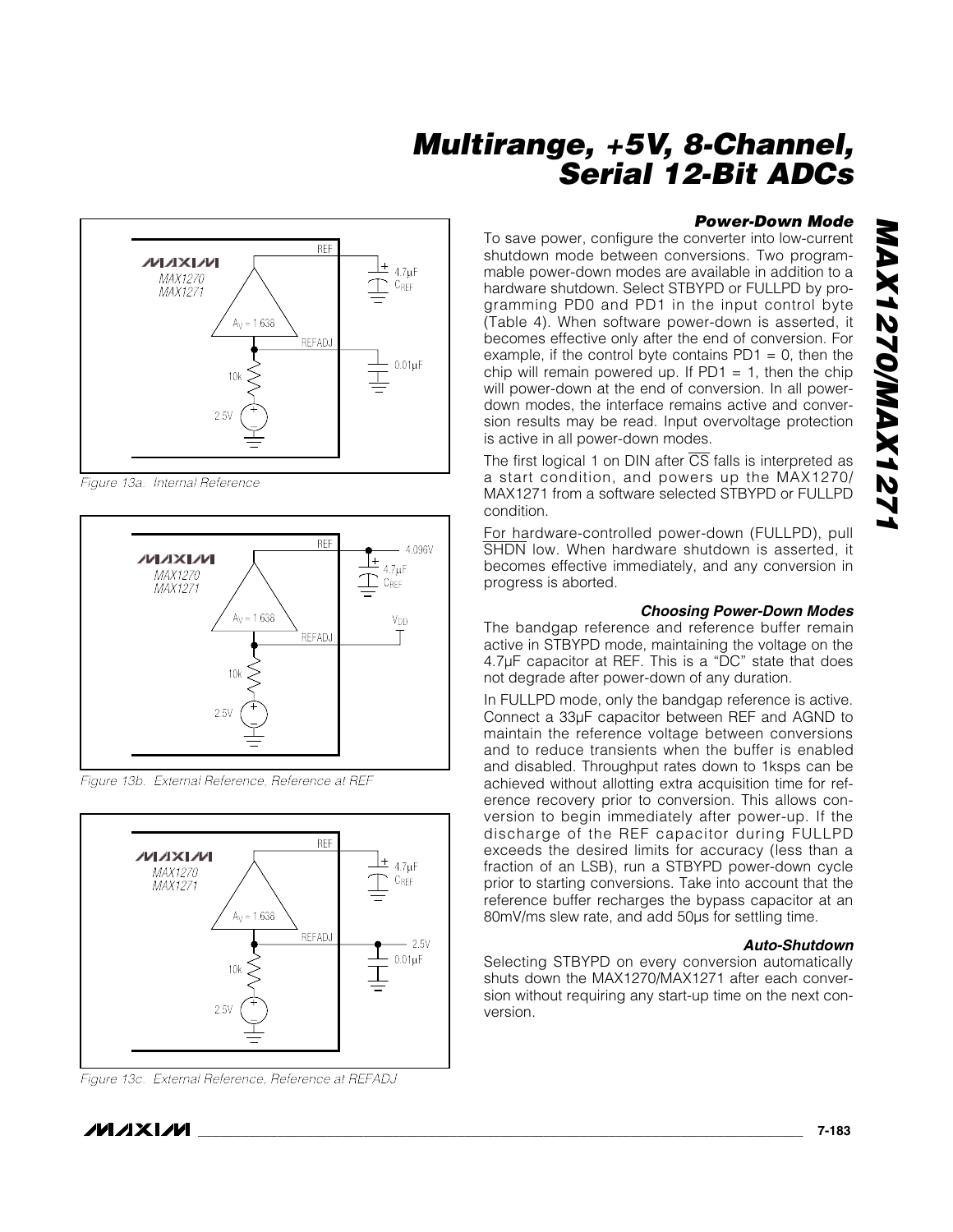Figure 13a. Internal Reference

Figure 13b. External Reference, Reference at REF

Figure 13c. External Reference, Reference at REFADJ

### Power-Down Mode

To save power, configure the converter into low-current shutdown mode between conversions. Two programmable power-down modes are available in addition to a hardware shutdown. Select STBYPD or FULLPD by programming PD0 and PD1 in the input control byte (Table 4). When software power-down is asserted, it becomes effective only after the end of conversion. For example, if the control byte contains PD1 = 0, then the chip will remain powered up. If PD1 = 1, then the chip will power-down at the end of conversion. In all power-down modes, the interface remains active and conversion results may be read. Input overvoltage protection is active in all power-down modes.

The first logical 1 on DIN after $\overline{CS}$ falls is interpreted as a start condition, and powers up the MAX1270/MAX1271 from a software selected STBYPD or FULLPD condition.

For hardware-controlled power-down (FULLPD), pull $\overline{SHDN}$ low. When hardware shutdown is asserted, it becomes effective immediately, and any conversion in progress is aborted.

### Choosing Power-Down Modes

The bandgap reference and reference buffer remain active in STBYPD mode, maintaining the voltage on the 4.7µF capacitor at REF. This is a "DC" state that does not degrade after power-down of any duration.

In FULLPD mode, only the bandgap reference is active. Connect a 33µF capacitor between REF and AGND to maintain the reference voltage between conversions and to reduce transients when the buffer is enabled and disabled. Throughput rates down to 1ksps can be achieved without allotting extra acquisition time for reference recovery prior to conversion. This allows conversion to begin immediately after power-up. If the discharge of the REF capacitor during FULLPD exceeds the desired limits for accuracy (less than a fraction of an LSB), run a STBYPD power-down cycle prior to starting conversions. Take into account that the reference buffer recharges the bypass capacitor at an 80mV/ms slew rate, and add 50µs for settling time.

### Auto-Shutdown

Selecting STBYPD on every conversion automatically shuts down the MAX1270/MAX1271 after each conversion without requiring any start-up time on the next conversion.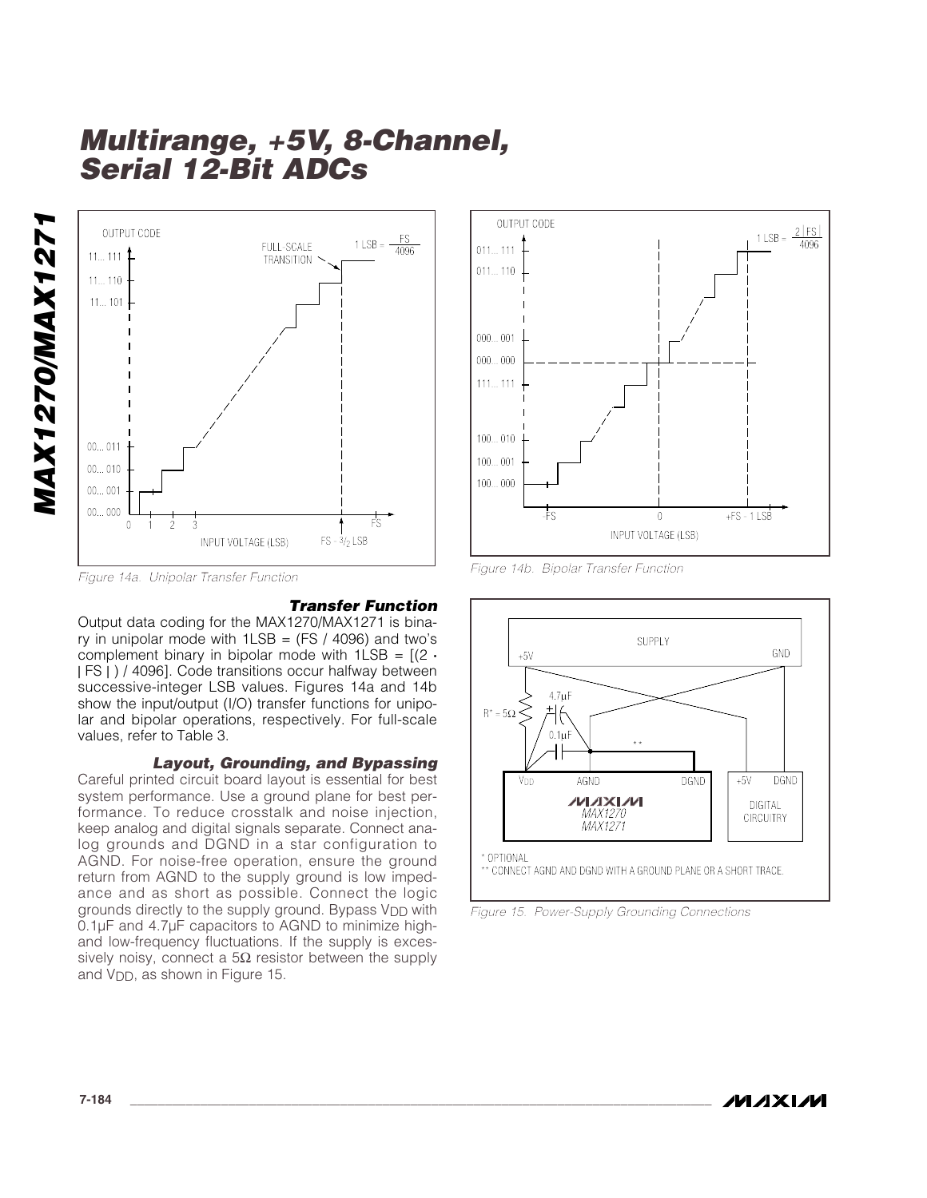Figure 14a. Unipolar Transfer Function

Figure 14b. Bipolar Transfer Function

### Transfer Function

Output data coding for the MAX1270/MAX1271 is binary in unipolar mode with 1LSB = (FS / 4096) and two's complement binary in bipolar mode with 1LSB = [(2 · | FS | ) / 4096]. Code transitions occur halfway between successive-integer LSB values. Figures 14a and 14b show the input/output (I/O) transfer functions for unipolar and bipolar operations, respectively. For full-scale values, refer to Table 3.

### Layout, Grounding, and Bypassing

Careful printed circuit board layout is essential for best system performance. Use a ground plane for best performance. To reduce crosstalk and noise injection, keep analog and digital signals separate. Connect analog grounds and DGND in a star configuration to AGND. For noise-free operation, ensure the ground return from AGND to the supply ground is low impedance and as short as possible. Connect the logic grounds directly to the supply ground. Bypass $V_{DD}$ with 0.1µF and 4.7µF capacitors to AGND to minimize high- and low-frequency fluctuations. If the supply is excessively noisy, connect a 5Ω resistor between the supply and $V_{DD}$, as shown in Figure 15.

\* OPTIONAL
\*\* CONNECT AGND AND DGND WITH A GROUND PLANE OR A SHORT TRACE.

Figure 15. Power-Supply Grounding Connections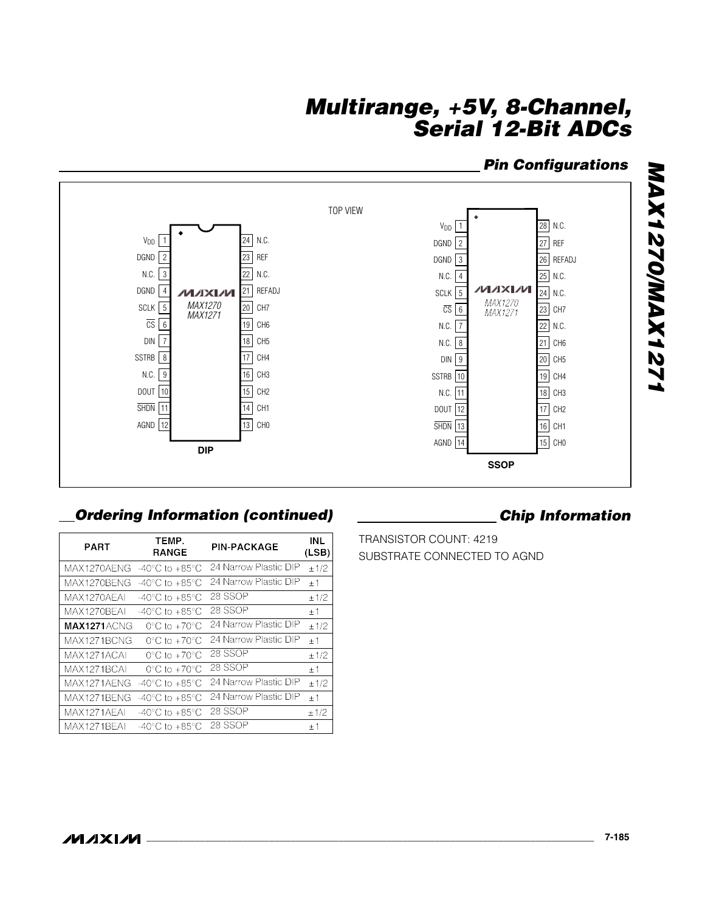## Pin Configurations

TOP VIEW

**DIP**

| Pin | Name | Pin | Name |
|---|---|---|---|
| 1 | $V_{DD}$ | 24 | N.C. |
| 2 | DGND | 23 | REF |
| 3 | N.C. | 22 | N.C. |
| 4 | DGND | 21 | REFADJ |
| 5 | SCLK | 20 | CH7 |
| 6 | $\overline{CS}$ | 19 | CH6 |
| 7 | DIN | 18 | CH5 |
| 8 | SSTRB | 17 | CH4 |
| 9 | N.C. | 16 | CH3 |
| 10 | DOUT | 15 | CH2 |
| 11 | $\overline{SHDN}$ | 14 | CH1 |
| 12 | AGND | 13 | CH0 |

MAX1270
MAX1271

**SSOP**

| Pin | Name | Pin | Name |
|---|---|---|---|
| 1 | $V_{DD}$ | 28 | N.C. |
| 2 | DGND | 27 | REF |
| 3 | DGND | 26 | REFADJ |
| 4 | N.C. | 25 | N.C. |
| 5 | SCLK | 24 | N.C. |
| 6 | $\overline{CS}$ | 23 | CH7 |
| 7 | N.C. | 22 | N.C. |
| 8 | N.C. | 21 | CH6 |
| 9 | DIN | 20 | CH5 |
| 10 | SSTRB | 19 | CH4 |
| 11 | N.C. | 18 | CH3 |
| 12 | DOUT | 17 | CH2 |
| 13 | $\overline{SHDN}$ | 16 | CH1 |
| 14 | AGND | 15 | CH0 |

MAX1270
MAX1271

## Ordering Information (continued)

| PART | TEMP. RANGE | PIN-PACKAGE | INL (LSB) |
|---|---|---|---|
| MAX1270AENG | -40°C to +85°C | 24 Narrow Plastic DIP | ±1/2 |
| MAX1270BENG | -40°C to +85°C | 24 Narrow Plastic DIP | ±1 |
| MAX1270AEAI | -40°C to +85°C | 28 SSOP | ±1/2 |
| MAX1270BEAI | -40°C to +85°C | 28 SSOP | ±1 |
| **MAX1271**ACNG | 0°C to +70°C | 24 Narrow Plastic DIP | ±1/2 |
| MAX1271BCNG | 0°C to +70°C | 24 Narrow Plastic DIP | ±1 |
| MAX1271ACAI | 0°C to +70°C | 28 SSOP | ±1/2 |
| MAX1271BCAI | 0°C to +70°C | 28 SSOP | ±1 |
| MAX1271AENG | -40°C to +85°C | 24 Narrow Plastic DIP | ±1/2 |
| MAX1271BENG | -40°C to +85°C | 24 Narrow Plastic DIP | ±1 |
| MAX1271AEAI | -40°C to +85°C | 28 SSOP | ±1/2 |
| MAX1271BEAI | -40°C to +85°C | 28 SSOP | ±1 |

## Chip Information

TRANSISTOR COUNT: 4219

SUBSTRATE CONNECTED TO AGND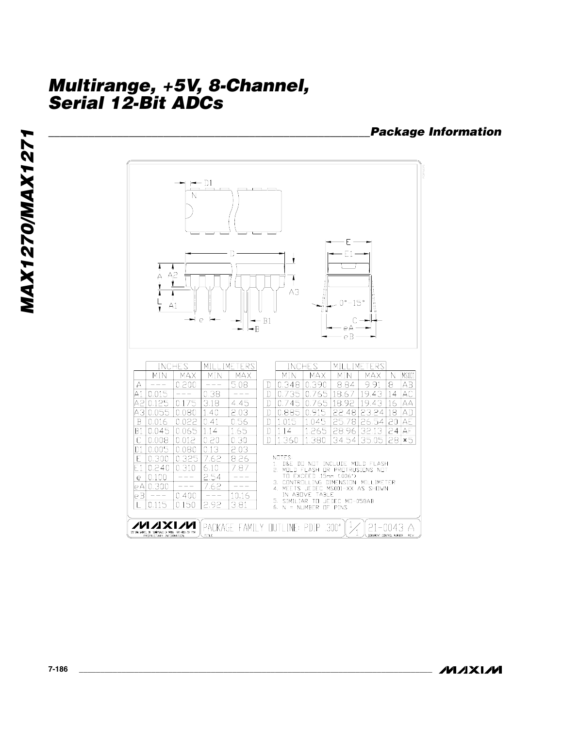## Package Information

| | INCHES | | MILLIMETERS | |
|---|---|---|---|---|
| | MIN | MAX | MIN | MAX |
| A | --- | 0.200 | --- | 5.08 |
| A1 | 0.015 | --- | 0.38 | --- |
| A2 | 0.125 | 0.175 | 3.18 | 4.45 |
| A3 | 0.055 | 0.080 | 1.40 | 2.03 |
| B | 0.016 | 0.022 | 0.41 | 0.56 |
| B1 | 0.045 | 0.065 | 1.14 | 1.65 |
| C | 0.008 | 0.012 | 0.20 | 0.30 |
| D1 | 0.005 | 0.080 | 0.13 | 2.03 |
| E | 0.300 | 0.325 | 7.62 | 8.26 |
| E1 | 0.240 | 0.310 | 6.10 | 7.87 |
| e | 0.100 | --- | 2.54 | --- |
| eA | 0.300 | --- | 7.62 | --- |
| eB | --- | 0.400 | --- | 10.16 |
| L | 0.115 | 0.150 | 2.92 | 3.81 |

| | INCHES | | MILLIMETERS | | | |
|---|---|---|---|---|---|---|
| | MIN | MAX | MIN | MAX | N | MS001 |
| D | 0.348 | 0.390 | 8.84 | 9.91 | 8 | AB |
| D | 0.735 | 0.765 | 18.67 | 19.43 | 14 | AC |
| D | 0.745 | 0.765 | 18.92 | 19.43 | 16 | AA |
| D | 0.885 | 0.915 | 22.48 | 23.24 | 18 | AD |
| D | 1.015 | 1.045 | 25.78 | 26.54 | 20 | AE |
| D | 1.14 | 1.265 | 28.96 | 32.13 | 24 | AF |
| D | 1.360 | 1.380 | 34.54 | 35.05 | 28 | *5 |

NOTES:
1. D&E DO NOT INCLUDE MOLD FLASH
2. MOLD FLASH OR PROTRUSIONS NOT TO EXCEED .15mm (.006")
3. CONTROLLING DIMENSION: MILLIMETER
4. MEETS JEDEC MS001-XX AS SHOWN IN ABOVE TABLE
5. SIMILAR TO JEDEC MO-058AB
6. N = NUMBER OF PINS

PACKAGE FAMILY OUTLINE: PDIP .300" — 21-0043 A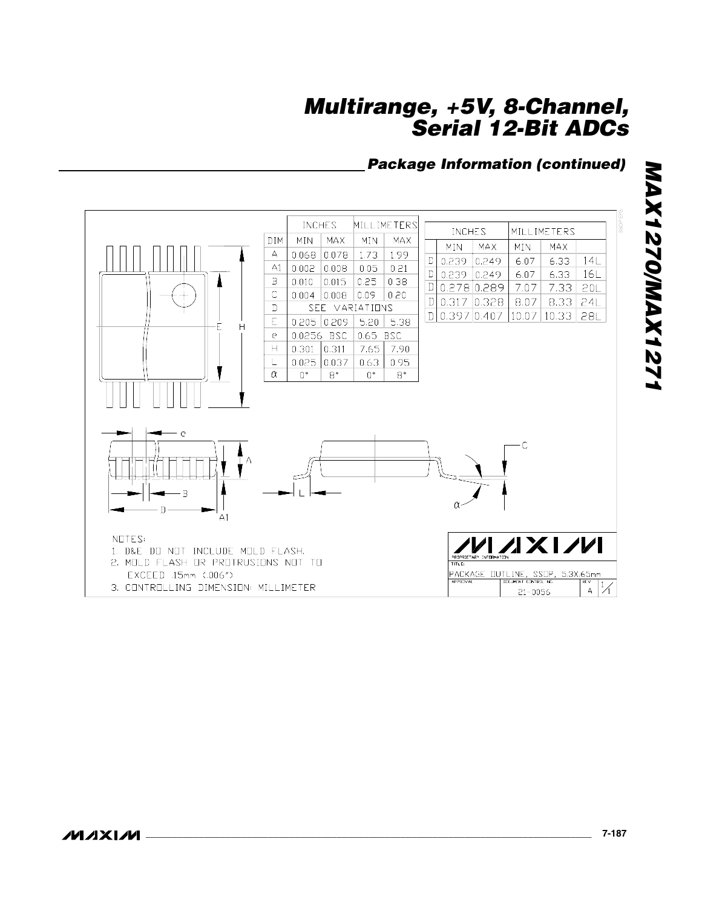## Package Information (continued)

| DIM | INCHES MIN | INCHES MAX | MILLIMETERS MIN | MILLIMETERS MAX |
|---|---|---|---|---|
| A | 0.068 | 0.078 | 1.73 | 1.99 |
| A1 | 0.002 | 0.008 | 0.05 | 0.21 |
| B | 0.010 | 0.015 | 0.25 | 0.38 |
| C | 0.004 | 0.008 | 0.09 | 0.20 |
| D | SEE VARIATIONS | | | |
| E | 0.205 | 0.209 | 5.20 | 5.38 |
| e | 0.0256 BSC | | 0.65 BSC | |
| H | 0.301 | 0.311 | 7.65 | 7.90 |
| L | 0.025 | 0.037 | 0.63 | 0.95 |
| α | 0° | 8° | 0° | 8° |

| | INCHES MIN | INCHES MAX | MILLIMETERS MIN | MILLIMETERS MAX | |
|---|---|---|---|---|---|
| D | 0.239 | 0.249 | 6.07 | 6.33 | 14L |
| D | 0.239 | 0.249 | 6.07 | 6.33 | 16L |
| D | 0.278 | 0.289 | 7.07 | 7.33 | 20L |
| D | 0.317 | 0.328 | 8.07 | 8.33 | 24L |
| D | 0.397 | 0.407 | 10.07 | 10.33 | 28L |

NOTES:
1. D&E DO NOT INCLUDE MOLD FLASH.
2. MOLD FLASH OR PROTRUSIONS NOT TO EXCEED .15mm (.006")
3. CONTROLLING DIMENSION: MILLIMETER

MAXIM PROPRIETARY INFORMATION
TITLE: PACKAGE OUTLINE, SSOP, 5.3X.65mm
DOCUMENT CONTROL NO. 21-0056 REV. A 1/1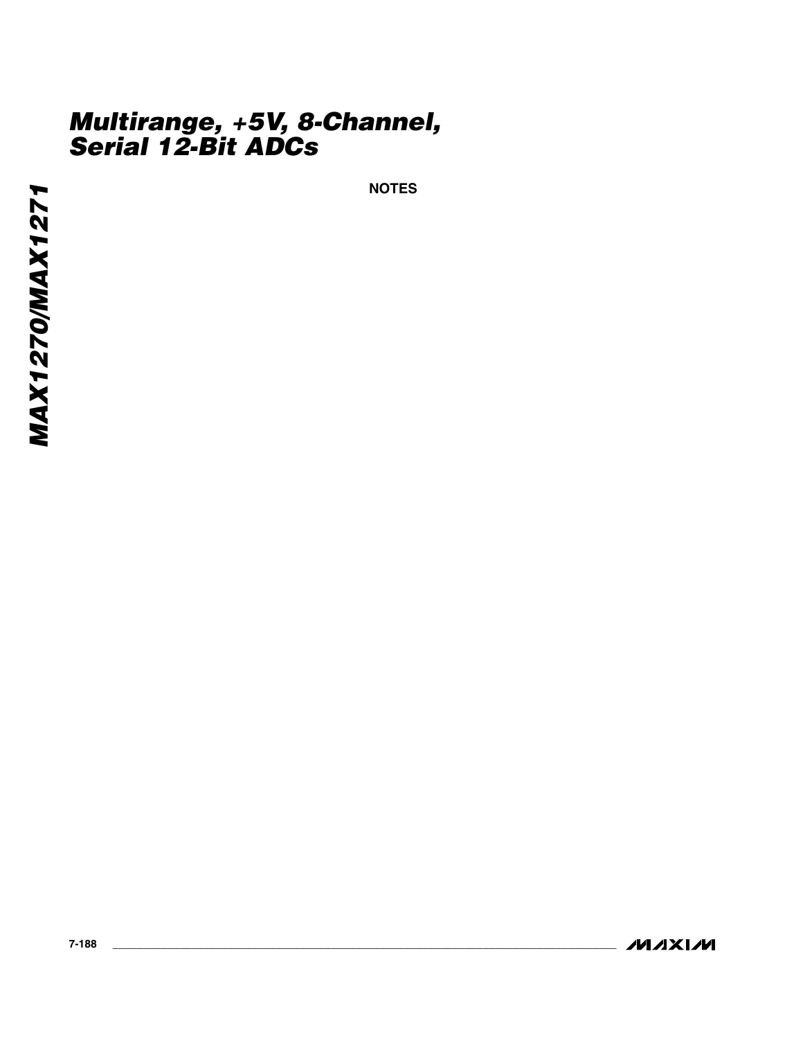NOTES